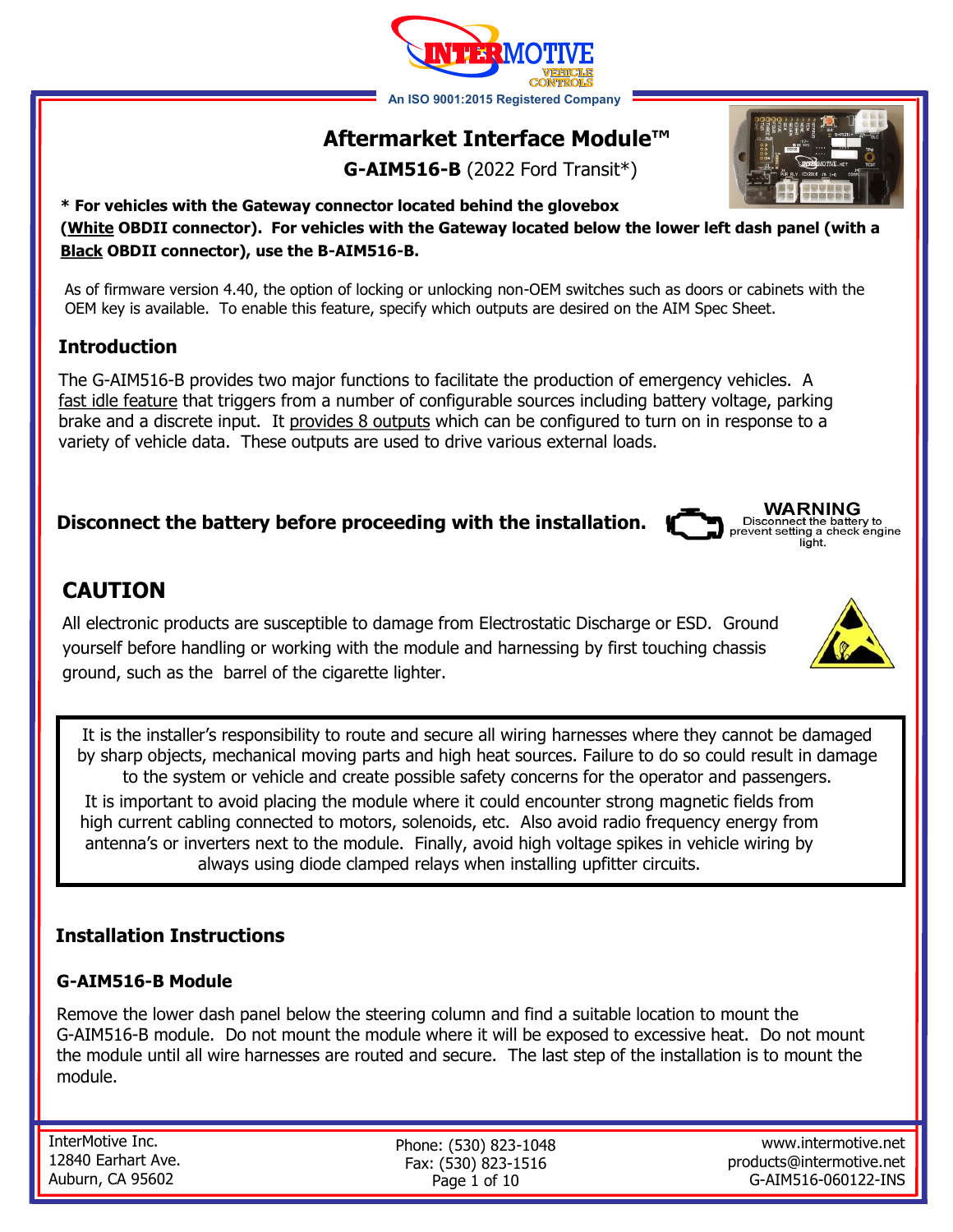# Aftermarket Interface Module™

**G-AIM516-B** (2022 Ford Transit*)

**\* For vehicles with the Gateway connector located behind the glovebox (<u>White</u> OBDII connector). For vehicles with the Gateway located below the lower left dash panel (with a <u>Black</u> OBDII connector), use the B-AIM516-B.**

As of firmware version 4.40, the option of locking or unlocking non-OEM switches such as doors or cabinets with the OEM key is available. To enable this feature, specify which outputs are desired on the AIM Spec Sheet.

## Introduction

The G-AIM516-B provides two major functions to facilitate the production of emergency vehicles. A <u>fast idle feature</u> that triggers from a number of configurable sources including battery voltage, parking brake and a discrete input. It <u>provides 8 outputs</u> which can be configured to turn on in response to a variety of vehicle data. These outputs are used to drive various external loads.

**Disconnect the battery before proceeding with the installation.**

**WARNING**
Disconnect the battery to prevent setting a check engine light.

## CAUTION

All electronic products are susceptible to damage from Electrostatic Discharge or ESD. Ground yourself before handling or working with the module and harnessing by first touching chassis ground, such as the barrel of the cigarette lighter.

It is the installer's responsibility to route and secure all wiring harnesses where they cannot be damaged by sharp objects, mechanical moving parts and high heat sources. Failure to do so could result in damage to the system or vehicle and create possible safety concerns for the operator and passengers.

It is important to avoid placing the module where it could encounter strong magnetic fields from high current cabling connected to motors, solenoids, etc. Also avoid radio frequency energy from antenna's or inverters next to the module. Finally, avoid high voltage spikes in vehicle wiring by always using diode clamped relays when installing upfitter circuits.

## Installation Instructions

### G-AIM516-B Module

Remove the lower dash panel below the steering column and find a suitable location to mount the G-AIM516-B module. Do not mount the module where it will be exposed to excessive heat. Do not mount the module until all wire harnesses are routed and secure. The last step of the installation is to mount the module.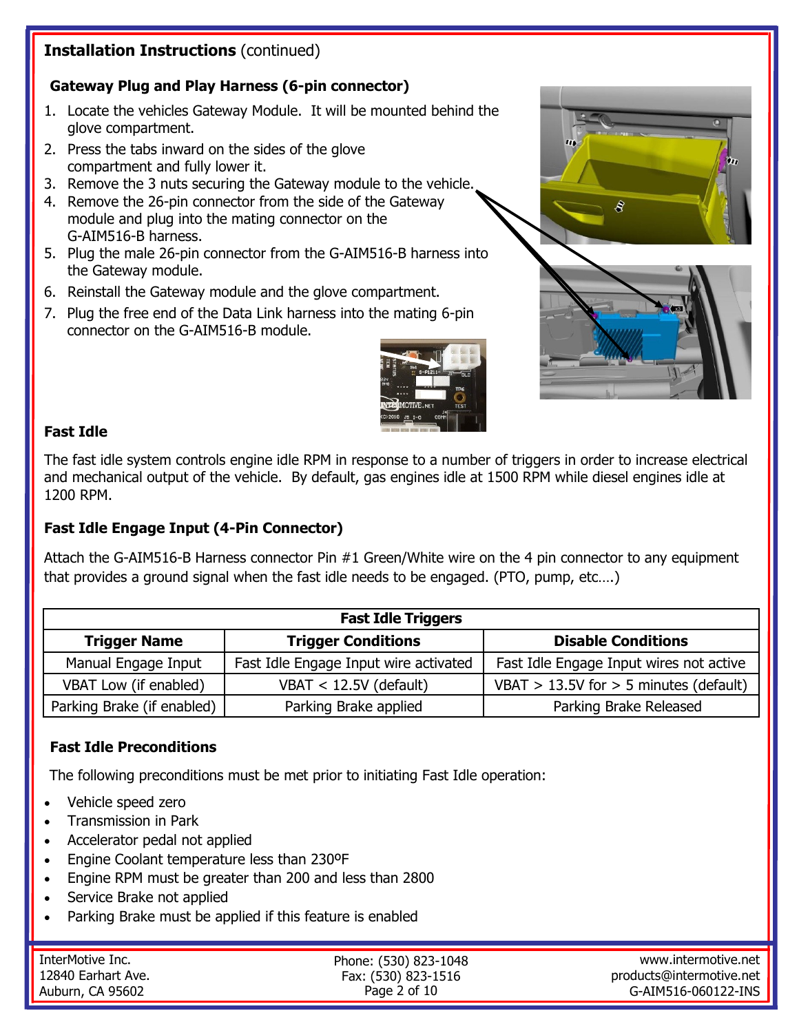## Installation Instructions (continued)

### Gateway Plug and Play Harness (6-pin connector)

1. Locate the vehicles Gateway Module. It will be mounted behind the glove compartment.
2. Press the tabs inward on the sides of the glove compartment and fully lower it.
3. Remove the 3 nuts securing the Gateway module to the vehicle.
4. Remove the 26-pin connector from the side of the Gateway module and plug into the mating connector on the G-AIM516-B harness.
5. Plug the male 26-pin connector from the G-AIM516-B harness into the Gateway module.
6. Reinstall the Gateway module and the glove compartment.
7. Plug the free end of the Data Link harness into the mating 6-pin connector on the G-AIM516-B module.

### Fast Idle

The fast idle system controls engine idle RPM in response to a number of triggers in order to increase electrical and mechanical output of the vehicle. By default, gas engines idle at 1500 RPM while diesel engines idle at 1200 RPM.

### Fast Idle Engage Input (4-Pin Connector)

Attach the G-AIM516-B Harness connector Pin #1 Green/White wire on the 4 pin connector to any equipment that provides a ground signal when the fast idle needs to be engaged. (PTO, pump, etc….)

| Fast Idle Triggers | | |
|---|---|---|
| **Trigger Name** | **Trigger Conditions** | **Disable Conditions** |
| Manual Engage Input | Fast Idle Engage Input wire activated | Fast Idle Engage Input wires not active |
| VBAT Low (if enabled) | VBAT < 12.5V (default) | VBAT > 13.5V for > 5 minutes (default) |
| Parking Brake (if enabled) | Parking Brake applied | Parking Brake Released |

### Fast Idle Preconditions

The following preconditions must be met prior to initiating Fast Idle operation:

- Vehicle speed zero
- Transmission in Park
- Accelerator pedal not applied
- Engine Coolant temperature less than 230ºF
- Engine RPM must be greater than 200 and less than 2800
- Service Brake not applied
- Parking Brake must be applied if this feature is enabled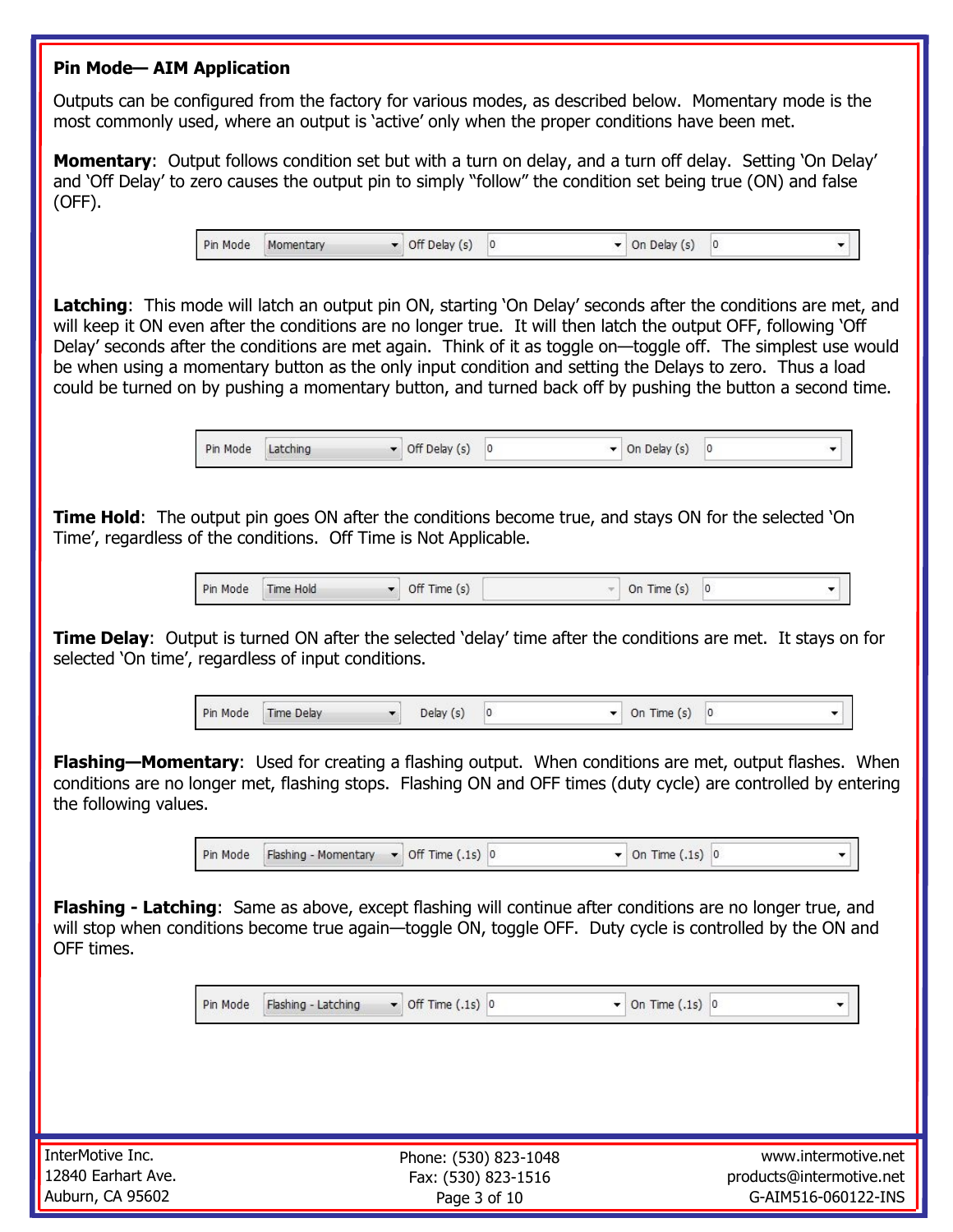## Pin Mode— AIM Application

Outputs can be configured from the factory for various modes, as described below. Momentary mode is the most commonly used, where an output is 'active' only when the proper conditions have been met.

**Momentary**: Output follows condition set but with a turn on delay, and a turn off delay. Setting 'On Delay' and 'Off Delay' to zero causes the output pin to simply "follow" the condition set being true (ON) and false (OFF).

| Pin Mode | Momentary | Off Delay (s) | 0 | On Delay (s) | 0 |
|---|---|---|---|---|---|

**Latching**: This mode will latch an output pin ON, starting 'On Delay' seconds after the conditions are met, and will keep it ON even after the conditions are no longer true. It will then latch the output OFF, following 'Off Delay' seconds after the conditions are met again. Think of it as toggle on—toggle off. The simplest use would be when using a momentary button as the only input condition and setting the Delays to zero. Thus a load could be turned on by pushing a momentary button, and turned back off by pushing the button a second time.

| Pin Mode | Latching | Off Delay (s) | 0 | On Delay (s) | 0 |
|---|---|---|---|---|---|

**Time Hold**: The output pin goes ON after the conditions become true, and stays ON for the selected 'On Time', regardless of the conditions. Off Time is Not Applicable.

| Pin Mode | Time Hold | Off Time (s) | | On Time (s) | 0 |
|---|---|---|---|---|---|

**Time Delay**: Output is turned ON after the selected 'delay' time after the conditions are met. It stays on for selected 'On time', regardless of input conditions.

| Pin Mode | Time Delay | Delay (s) | 0 | On Time (s) | 0 |
|---|---|---|---|---|---|

**Flashing—Momentary**: Used for creating a flashing output. When conditions are met, output flashes. When conditions are no longer met, flashing stops. Flashing ON and OFF times (duty cycle) are controlled by entering the following values.

| Pin Mode | Flashing - Momentary | Off Time (.1s) | 0 | On Time (.1s) | 0 |
|---|---|---|---|---|---|

**Flashing - Latching**: Same as above, except flashing will continue after conditions are no longer true, and will stop when conditions become true again—toggle ON, toggle OFF. Duty cycle is controlled by the ON and OFF times.

| Pin Mode | Flashing - Latching | Off Time (.1s) | 0 | On Time (.1s) | 0 |
|---|---|---|---|---|---|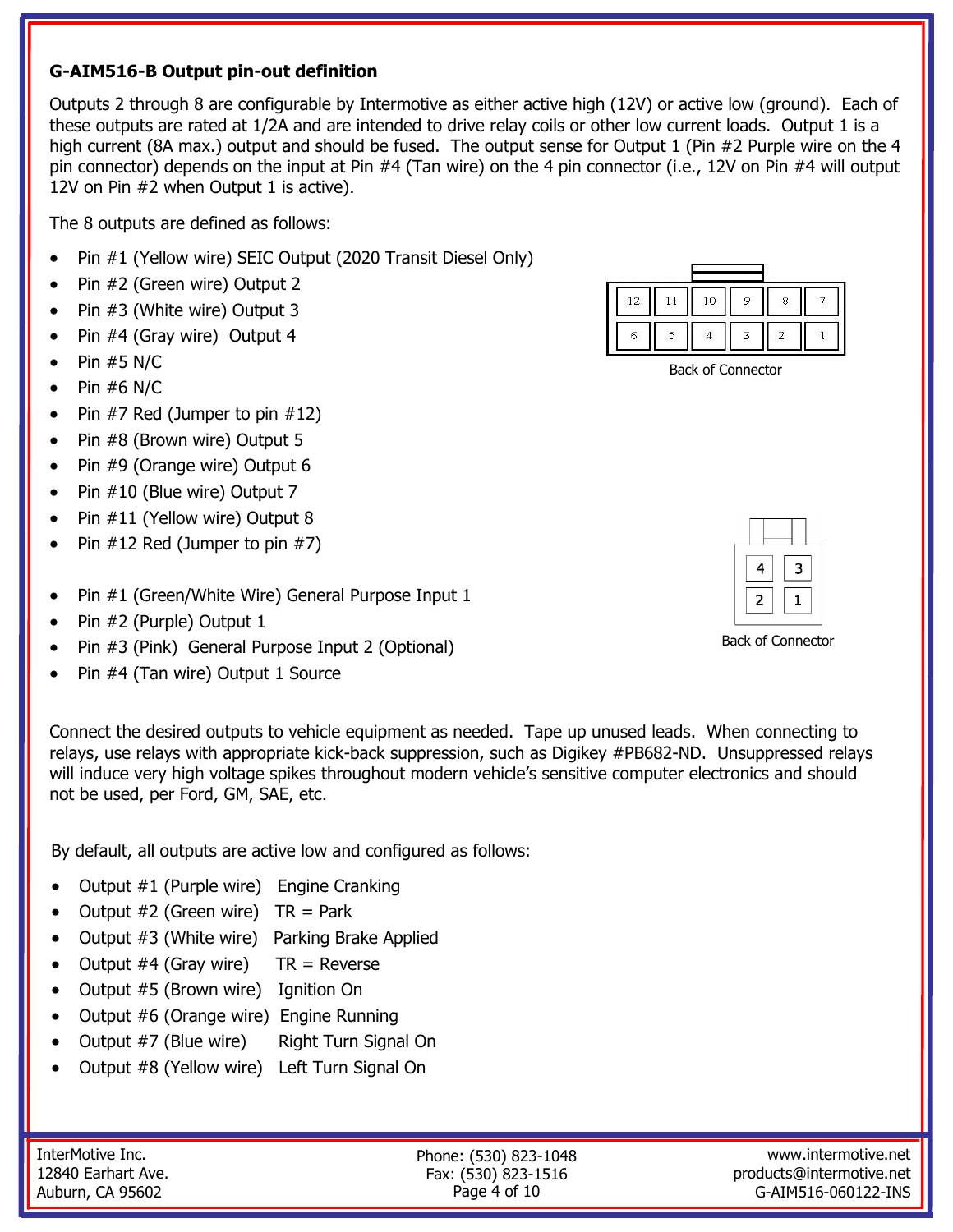**G-AIM516-B Output pin-out definition**

Outputs 2 through 8 are configurable by Intermotive as either active high (12V) or active low (ground). Each of these outputs are rated at 1/2A and are intended to drive relay coils or other low current loads. Output 1 is a high current (8A max.) output and should be fused. The output sense for Output 1 (Pin #2 Purple wire on the 4 pin connector) depends on the input at Pin #4 (Tan wire) on the 4 pin connector (i.e., 12V on Pin #4 will output 12V on Pin #2 when Output 1 is active).

The 8 outputs are defined as follows:

- Pin #1 (Yellow wire) SEIC Output (2020 Transit Diesel Only)
- Pin #2 (Green wire) Output 2
- Pin #3 (White wire) Output 3
- Pin #4 (Gray wire) Output 4
- Pin #5 N/C
- Pin #6 N/C
- Pin #7 Red (Jumper to pin #12)
- Pin #8 (Brown wire) Output 5
- Pin #9 (Orange wire) Output 6
- Pin #10 (Blue wire) Output 7
- Pin #11 (Yellow wire) Output 8
- Pin #12 Red (Jumper to pin #7)

| 12 | 11 | 10 | 9 | 8 | 7 |
|---|---|---|---|---|---|
| 6 | 5 | 4 | 3 | 2 | 1 |

Back of Connector

- Pin #1 (Green/White Wire) General Purpose Input 1
- Pin #2 (Purple) Output 1
- Pin #3 (Pink) General Purpose Input 2 (Optional)
- Pin #4 (Tan wire) Output 1 Source

| 4 | 3 |
|---|---|
| 2 | 1 |

Back of Connector

Connect the desired outputs to vehicle equipment as needed. Tape up unused leads. When connecting to relays, use relays with appropriate kick-back suppression, such as Digikey #PB682-ND. Unsuppressed relays will induce very high voltage spikes throughout modern vehicle's sensitive computer electronics and should not be used, per Ford, GM, SAE, etc.

By default, all outputs are active low and configured as follows:

- Output #1 (Purple wire) Engine Cranking
- Output #2 (Green wire) TR = Park
- Output #3 (White wire) Parking Brake Applied
- Output #4 (Gray wire) TR = Reverse
- Output #5 (Brown wire) Ignition On
- Output #6 (Orange wire) Engine Running
- Output #7 (Blue wire) Right Turn Signal On
- Output #8 (Yellow wire) Left Turn Signal On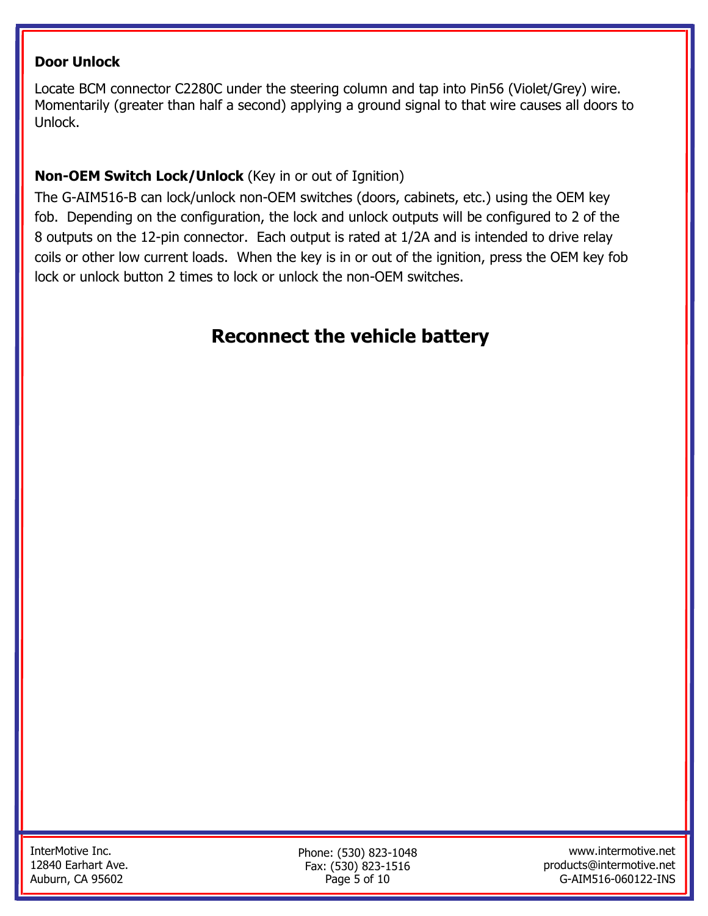**Door Unlock**

Locate BCM connector C2280C under the steering column and tap into Pin56 (Violet/Grey) wire. Momentarily (greater than half a second) applying a ground signal to that wire causes all doors to Unlock.

**Non-OEM Switch Lock/Unlock** (Key in or out of Ignition)

The G-AIM516-B can lock/unlock non-OEM switches (doors, cabinets, etc.) using the OEM key fob. Depending on the configuration, the lock and unlock outputs will be configured to 2 of the 8 outputs on the 12-pin connector. Each output is rated at 1/2A and is intended to drive relay coils or other low current loads. When the key is in or out of the ignition, press the OEM key fob lock or unlock button 2 times to lock or unlock the non-OEM switches.

## Reconnect the vehicle battery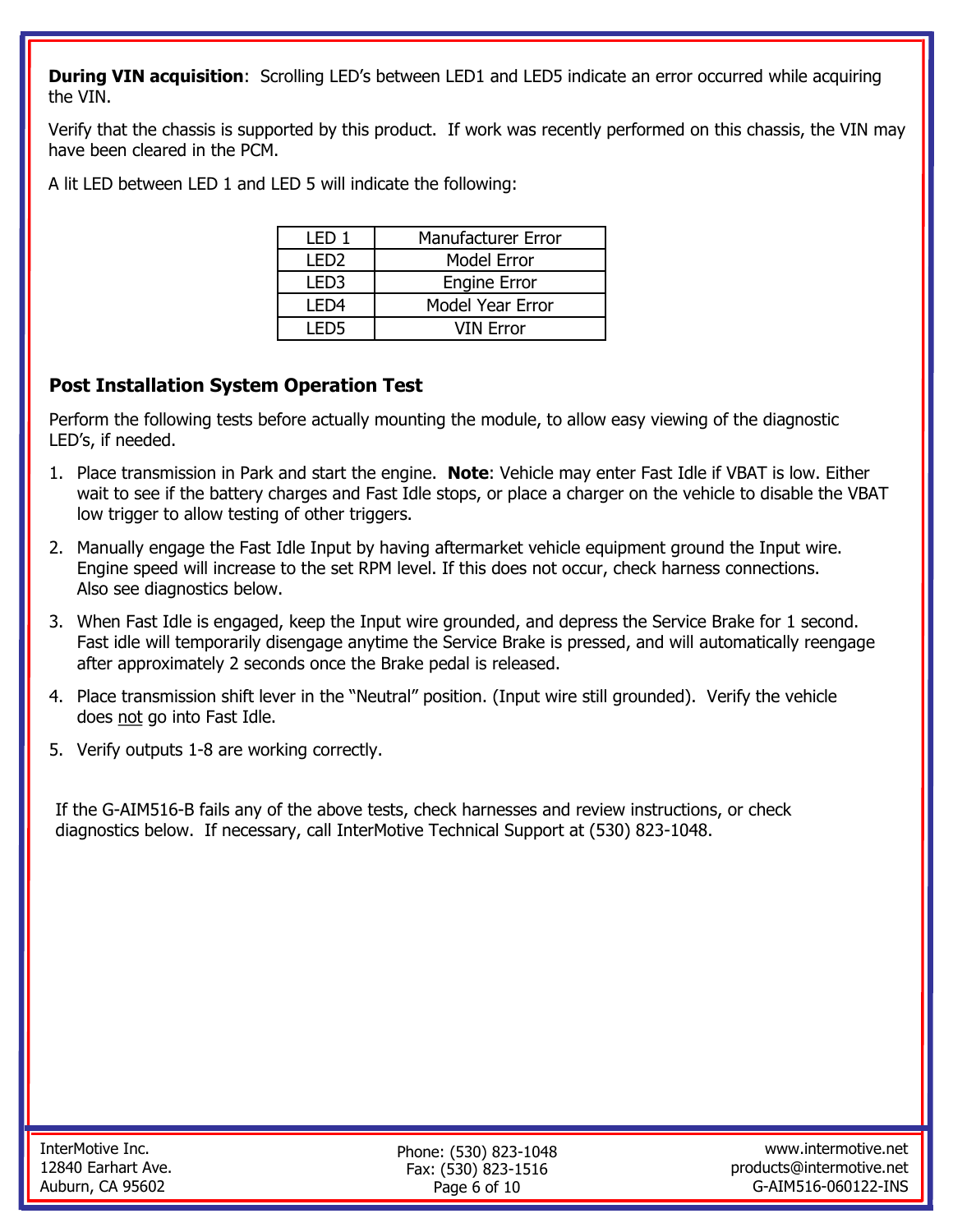**During VIN acquisition**: Scrolling LED's between LED1 and LED5 indicate an error occurred while acquiring the VIN.

Verify that the chassis is supported by this product. If work was recently performed on this chassis, the VIN may have been cleared in the PCM.

A lit LED between LED 1 and LED 5 will indicate the following:

| LED 1 | Manufacturer Error |
|---|---|
| LED2 | Model Error |
| LED3 | Engine Error |
| LED4 | Model Year Error |
| LED5 | VIN Error |

### Post Installation System Operation Test

Perform the following tests before actually mounting the module, to allow easy viewing of the diagnostic LED's, if needed.

1. Place transmission in Park and start the engine. **Note**: Vehicle may enter Fast Idle if VBAT is low. Either wait to see if the battery charges and Fast Idle stops, or place a charger on the vehicle to disable the VBAT low trigger to allow testing of other triggers.
2. Manually engage the Fast Idle Input by having aftermarket vehicle equipment ground the Input wire. Engine speed will increase to the set RPM level. If this does not occur, check harness connections. Also see diagnostics below.
3. When Fast Idle is engaged, keep the Input wire grounded, and depress the Service Brake for 1 second. Fast idle will temporarily disengage anytime the Service Brake is pressed, and will automatically reengage after approximately 2 seconds once the Brake pedal is released.
4. Place transmission shift lever in the "Neutral" position. (Input wire still grounded). Verify the vehicle does not go into Fast Idle.
5. Verify outputs 1-8 are working correctly.

If the G-AIM516-B fails any of the above tests, check harnesses and review instructions, or check diagnostics below. If necessary, call InterMotive Technical Support at (530) 823-1048.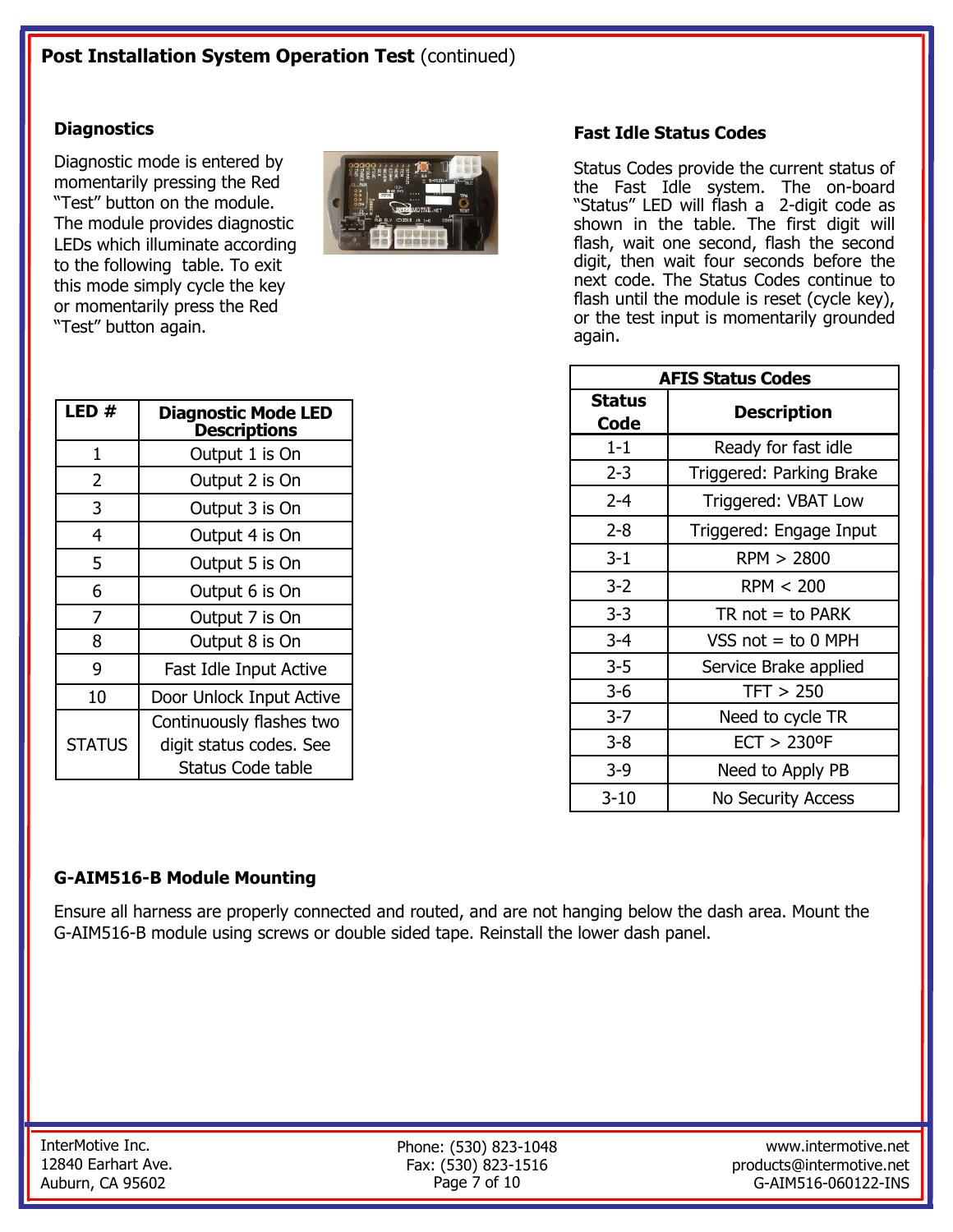## Post Installation System Operation Test (continued)

### Diagnostics

Diagnostic mode is entered by momentarily pressing the Red "Test" button on the module. The module provides diagnostic LEDs which illuminate according to the following table. To exit this mode simply cycle the key or momentarily press the Red "Test" button again.

| LED # | Diagnostic Mode LED Descriptions |
|---|---|
| 1 | Output 1 is On |
| 2 | Output 2 is On |
| 3 | Output 3 is On |
| 4 | Output 4 is On |
| 5 | Output 5 is On |
| 6 | Output 6 is On |
| 7 | Output 7 is On |
| 8 | Output 8 is On |
| 9 | Fast Idle Input Active |
| 10 | Door Unlock Input Active |
| STATUS | Continuously flashes two digit status codes. See Status Code table |

### Fast Idle Status Codes

Status Codes provide the current status of the Fast Idle system. The on-board "Status" LED will flash a 2-digit code as shown in the table. The first digit will flash, wait one second, flash the second digit, then wait four seconds before the next code. The Status Codes continue to flash until the module is reset (cycle key), or the test input is momentarily grounded again.

| AFIS Status Codes | |
|---|---|
| **Status Code** | **Description** |
| 1-1 | Ready for fast idle |
| 2-3 | Triggered: Parking Brake |
| 2-4 | Triggered: VBAT Low |
| 2-8 | Triggered: Engage Input |
| 3-1 | RPM > 2800 |
| 3-2 | RPM < 200 |
| 3-3 | TR not = to PARK |
| 3-4 | VSS not = to 0 MPH |
| 3-5 | Service Brake applied |
| 3-6 | TFT > 250 |
| 3-7 | Need to cycle TR |
| 3-8 | ECT > 230ºF |
| 3-9 | Need to Apply PB |
| 3-10 | No Security Access |

### G-AIM516-B Module Mounting

Ensure all harness are properly connected and routed, and are not hanging below the dash area. Mount the G-AIM516-B module using screws or double sided tape. Reinstall the lower dash panel.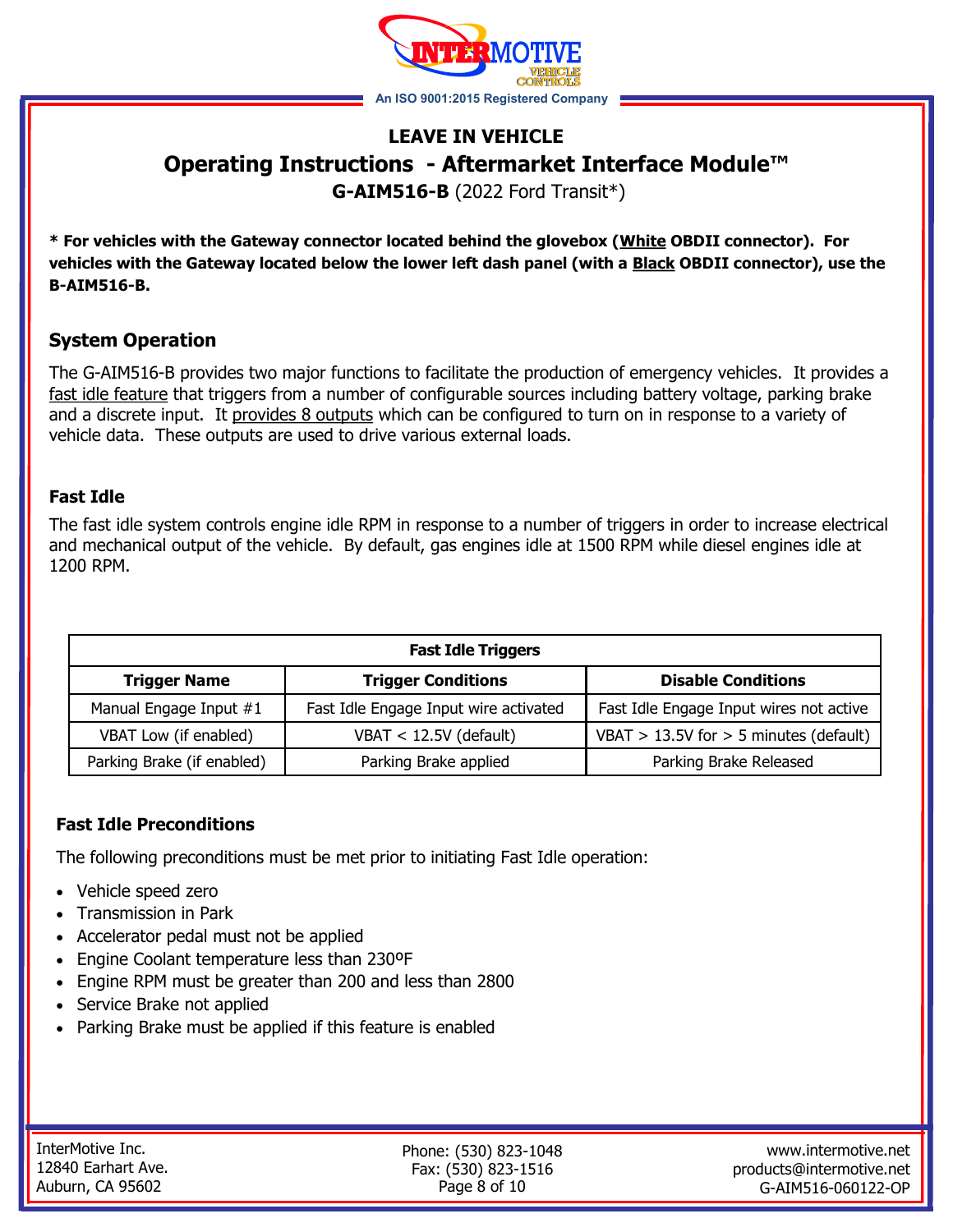## LEAVE IN VEHICLE

# Operating Instructions - Aftermarket Interface Module™

**G-AIM516-B** (2022 Ford Transit*)

**\* For vehicles with the Gateway connector located behind the glovebox (White OBDII connector). For vehicles with the Gateway located below the lower left dash panel (with a Black OBDII connector), use the B-AIM516-B.**

## System Operation

The G-AIM516-B provides two major functions to facilitate the production of emergency vehicles. It provides a fast idle feature that triggers from a number of configurable sources including battery voltage, parking brake and a discrete input. It provides 8 outputs which can be configured to turn on in response to a variety of vehicle data. These outputs are used to drive various external loads.

### Fast Idle

The fast idle system controls engine idle RPM in response to a number of triggers in order to increase electrical and mechanical output of the vehicle. By default, gas engines idle at 1500 RPM while diesel engines idle at 1200 RPM.

| Fast Idle Triggers | | |
|---|---|---|
| **Trigger Name** | **Trigger Conditions** | **Disable Conditions** |
| Manual Engage Input #1 | Fast Idle Engage Input wire activated | Fast Idle Engage Input wires not active |
| VBAT Low (if enabled) | VBAT < 12.5V (default) | VBAT > 13.5V for > 5 minutes (default) |
| Parking Brake (if enabled) | Parking Brake applied | Parking Brake Released |

### Fast Idle Preconditions

The following preconditions must be met prior to initiating Fast Idle operation:

- Vehicle speed zero
- Transmission in Park
- Accelerator pedal must not be applied
- Engine Coolant temperature less than 230ºF
- Engine RPM must be greater than 200 and less than 2800
- Service Brake not applied
- Parking Brake must be applied if this feature is enabled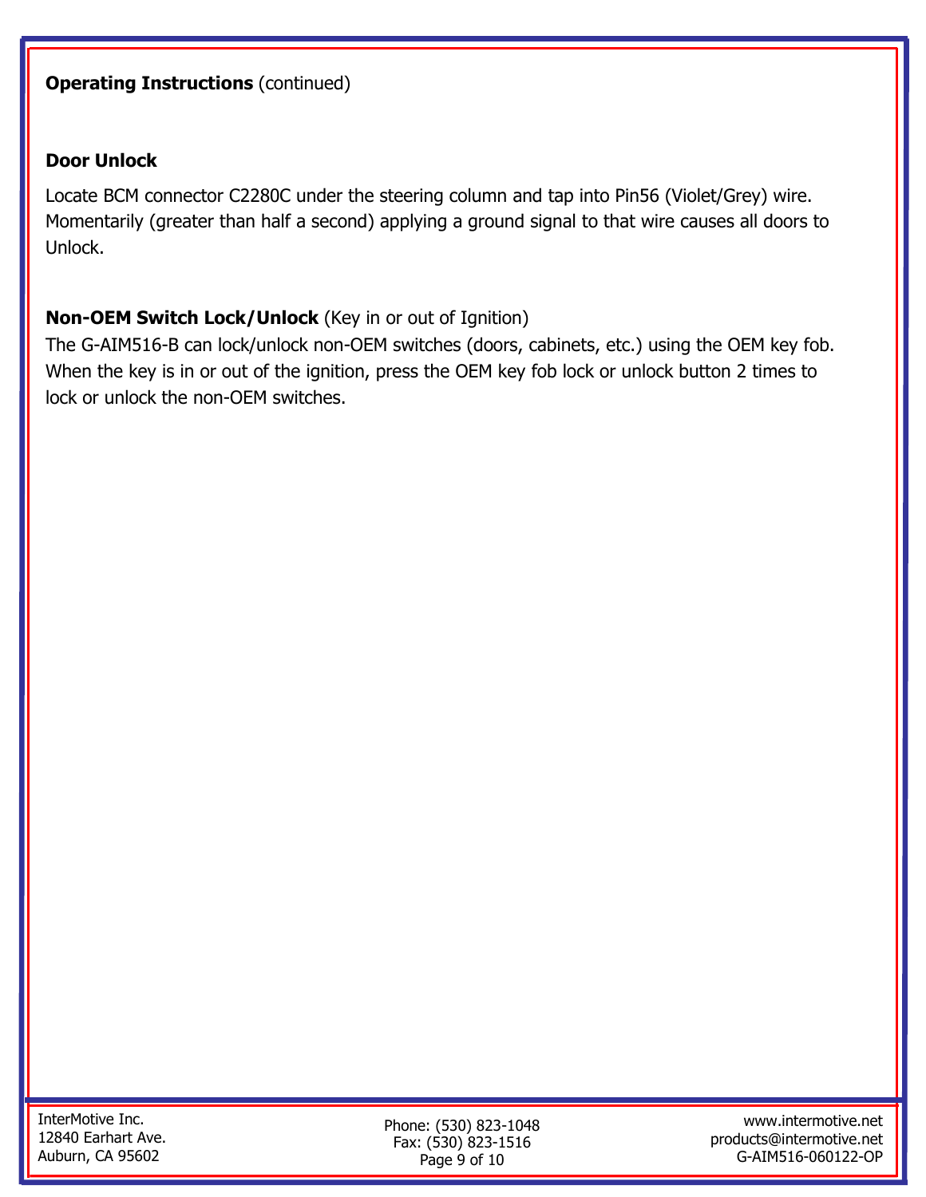**Operating Instructions** (continued)

## Door Unlock

Locate BCM connector C2280C under the steering column and tap into Pin56 (Violet/Grey) wire. Momentarily (greater than half a second) applying a ground signal to that wire causes all doors to Unlock.

## Non-OEM Switch Lock/Unlock (Key in or out of Ignition)

The G-AIM516-B can lock/unlock non-OEM switches (doors, cabinets, etc.) using the OEM key fob. When the key is in or out of the ignition, press the OEM key fob lock or unlock button 2 times to lock or unlock the non-OEM switches.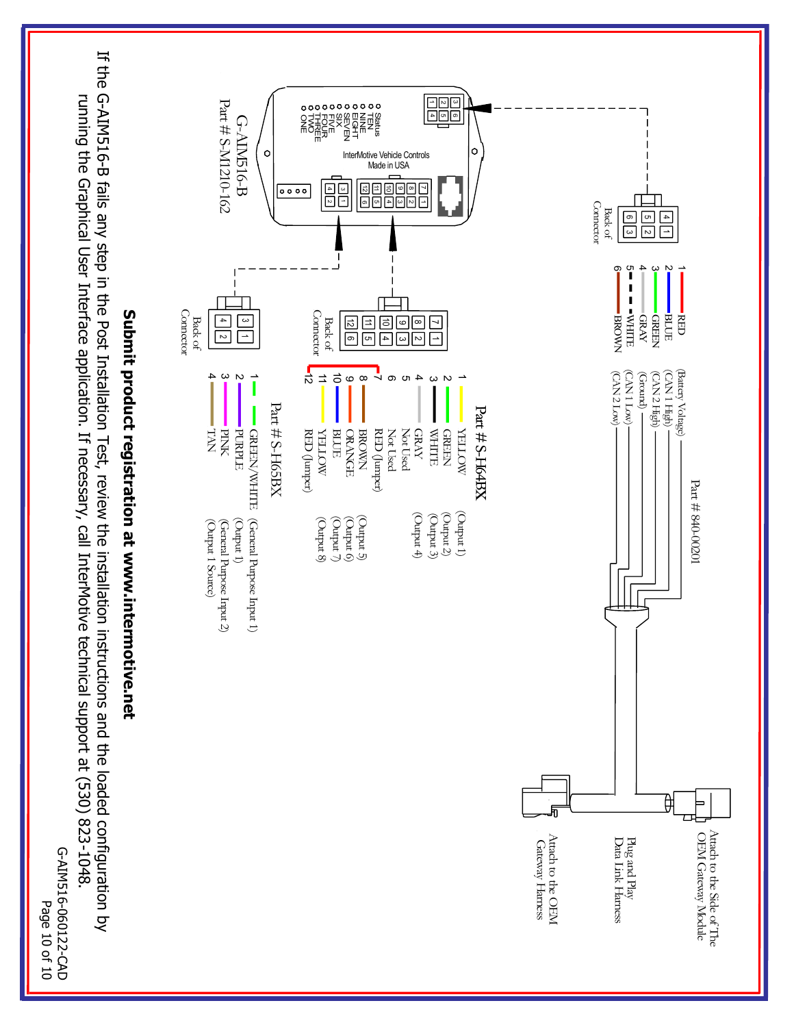Attach to the Side of The OEM Gateway Module

Plug and Play Data Link Harness

Attach to the OEM Gateway Harness

Part # 840-00201

Back of Connector

| Pin | Color | Function |
|---|---|---|
| 1 | RED | (Battery Voltage) |
| 2 | BLUE | (CAN 1 High) |
| 3 | GREEN | (CAN 2 High) |
| 4 | GRAY | (Ground) |
| 5 | WHITE | (CAN 1 Low) |
| 6 | BROWN | (CAN 2 Low) |

InterMotive Vehicle Controls
Made in USA

Status
TEN
NINE
EIGHT
SEVEN
SIX
FIVE
FOUR
THREE
TWO
ONE

G-AIM516-B
Part # S-M1210-162

Back of Connector

## Part # S-H64BX

| Pin | Color | Function |
|---|---|---|
| 1 | YELLOW | (Output 1) |
| 2 | GREEN | (Output 2) |
| 3 | WHITE | (Output 3) |
| 4 | GRAY | (Output 4) |
| 5 | Not Used | |
| 6 | Not Used | |
| 7 | RED (Jumper) | |
| 8 | BROWN | (Output 5) |
| 9 | ORANGE | (Output 6) |
| 10 | BLUE | (Output 7) |
| 11 | YELLOW | (Output 8) |
| 12 | RED (Jumper) | |

Back of Connector

## Part # S-H65BX

| Pin | Color | Function |
|---|---|---|
| 1 | GREEN/WHITE | (General Purpose Input 1) |
| 2 | PURPLE | (Output 1) |
| 3 | PINK | (General Purpose Input 2) |
| 4 | TAN | (Output 1 Source) |

**Submit product registration at www.intermotive.net**

If the G-AIM516-B fails any step in the Post Installation Test, review the installation instructions and the loaded configuration by running the Graphical User Interface application. If necessary, call InterMotive technical support at (530) 823-1048.

G-AIM516-060122-CAD